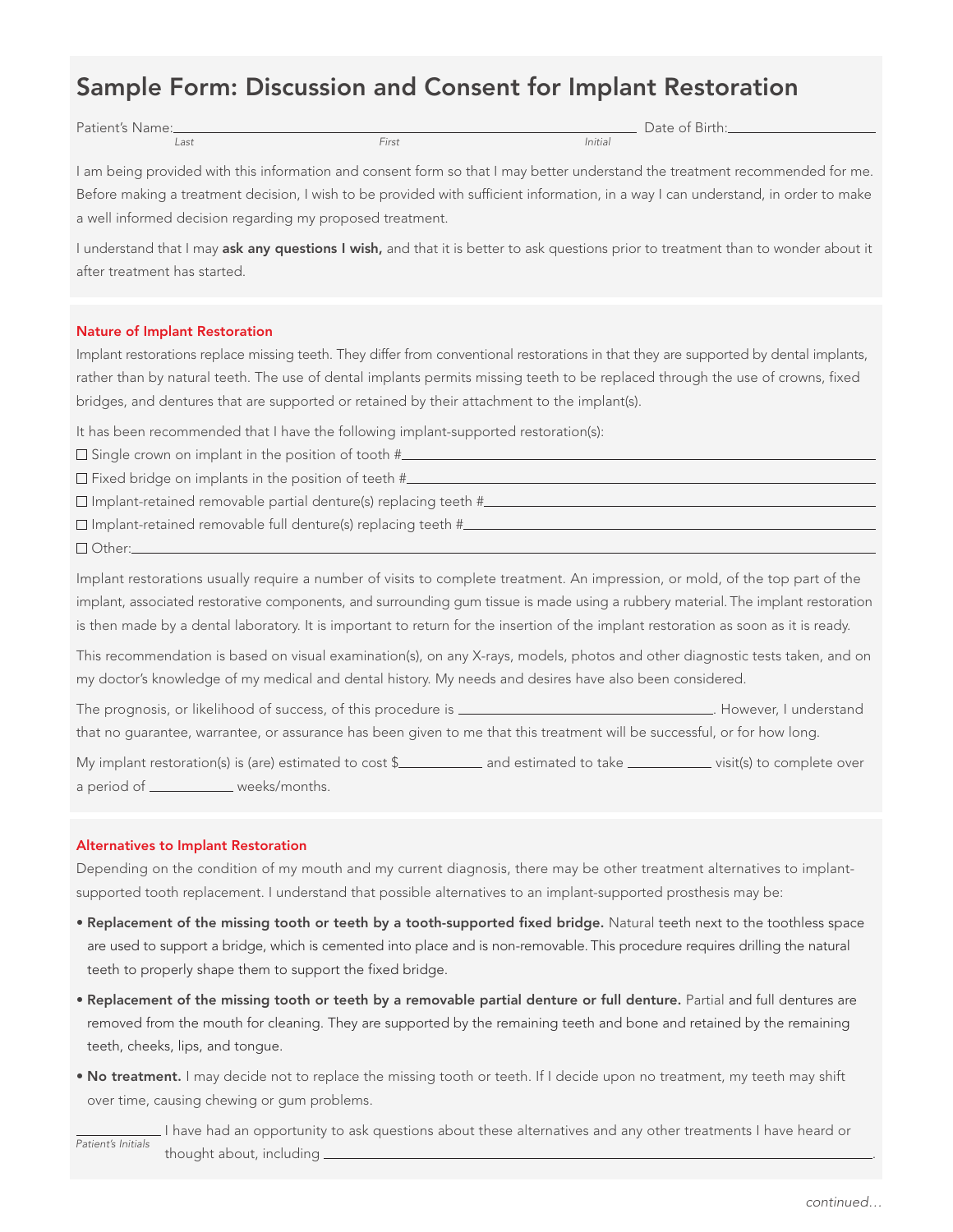# Sample Form: Discussion and Consent for Implant Restoration

Patient's Name:\_\_\_\_\_\_\_\_\_\_\_\_\_\_\_\_\_\_\_\_\_\_\_\_\_\_\_\_\_\_\_\_\_\_\_\_\_\_\_\_\_\_\_\_\_\_\_\_\_\_\_\_ Date of Birth:\_\_\_\_\_\_\_\_\_\_\_\_\_\_\_\_\_\_\_\_
*Last First Initial*

I am being provided with this information and consent form so that I may better understand the treatment recommended for me. Before making a treatment decision, I wish to be provided with sufficient information, in a way I can understand, in order to make a well informed decision regarding my proposed treatment.

I understand that I may **ask any questions I wish,** and that it is better to ask questions prior to treatment than to wonder about it after treatment has started.

## Nature of Implant Restoration

Implant restorations replace missing teeth. They differ from conventional restorations in that they are supported by dental implants, rather than by natural teeth. The use of dental implants permits missing teeth to be replaced through the use of crowns, fixed bridges, and dentures that are supported or retained by their attachment to the implant(s).

It has been recommended that I have the following implant-supported restoration(s):

- ☐ Single crown on implant in the position of tooth #\_\_\_\_\_\_\_\_\_\_\_\_\_\_\_\_\_\_\_\_\_\_\_\_\_\_\_\_\_\_\_\_\_\_\_\_\_\_\_\_
- ☐ Fixed bridge on implants in the position of teeth #\_\_\_\_\_\_\_\_\_\_\_\_\_\_\_\_\_\_\_\_\_\_\_\_\_\_\_\_\_\_\_\_\_\_\_\_\_\_\_\_
- ☐ Implant-retained removable partial denture(s) replacing teeth #\_\_\_\_\_\_\_\_\_\_\_\_\_\_\_\_\_\_\_\_\_\_\_\_\_\_\_\_\_\_\_\_
- ☐ Implant-retained removable full denture(s) replacing teeth #\_\_\_\_\_\_\_\_\_\_\_\_\_\_\_\_\_\_\_\_\_\_\_\_\_\_\_\_\_\_\_\_\_\_
- ☐ Other:\_\_\_\_\_\_\_\_\_\_\_\_\_\_\_\_\_\_\_\_\_\_\_\_\_\_\_\_\_\_\_\_\_\_\_\_\_\_\_\_\_\_\_\_\_\_\_\_\_\_\_\_\_\_\_\_\_\_\_\_\_\_\_\_\_\_\_\_\_\_\_\_

Implant restorations usually require a number of visits to complete treatment. An impression, or mold, of the top part of the implant, associated restorative components, and surrounding gum tissue is made using a rubbery material. The implant restoration is then made by a dental laboratory. It is important to return for the insertion of the implant restoration as soon as it is ready.

This recommendation is based on visual examination(s), on any X-rays, models, photos and other diagnostic tests taken, and on my doctor's knowledge of my medical and dental history. My needs and desires have also been considered.

The prognosis, or likelihood of success, of this procedure is \_\_\_\_\_\_\_\_\_\_\_\_\_\_\_\_\_\_\_\_\_\_\_\_\_\_\_\_\_\_. However, I understand that no guarantee, warrantee, or assurance has been given to me that this treatment will be successful, or for how long.

My implant restoration(s) is (are) estimated to cost $\_\_\_\_\_\_\_\_\_\_ and estimated to take \_\_\_\_\_\_\_\_\_\_ visit(s) to complete over a period of \_\_\_\_\_\_\_\_\_\_ weeks/months.

## Alternatives to Implant Restoration

Depending on the condition of my mouth and my current diagnosis, there may be other treatment alternatives to implant-supported tooth replacement. I understand that possible alternatives to an implant-supported prosthesis may be:

- **Replacement of the missing tooth or teeth by a tooth-supported fixed bridge.** Natural teeth next to the toothless space are used to support a bridge, which is cemented into place and is non-removable. This procedure requires drilling the natural teeth to properly shape them to support the fixed bridge.
- **Replacement of the missing tooth or teeth by a removable partial denture or full denture.** Partial and full dentures are removed from the mouth for cleaning. They are supported by the remaining teeth and bone and retained by the remaining teeth, cheeks, lips, and tongue.
- **No treatment.** I may decide not to replace the missing tooth or teeth. If I decide upon no treatment, my teeth may shift over time, causing chewing or gum problems.

\_\_\_\_\_\_\_\_\_\_ I have had an opportunity to ask questions about these alternatives and any other treatments I have heard or thought about, including \_\_\_\_\_\_\_\_\_\_\_\_\_\_\_\_\_\_\_\_\_\_\_\_\_\_\_\_\_\_\_\_\_\_\_\_\_\_\_\_\_\_\_\_\_\_\_\_\_\_.
*Patient's Initials*

*continued…*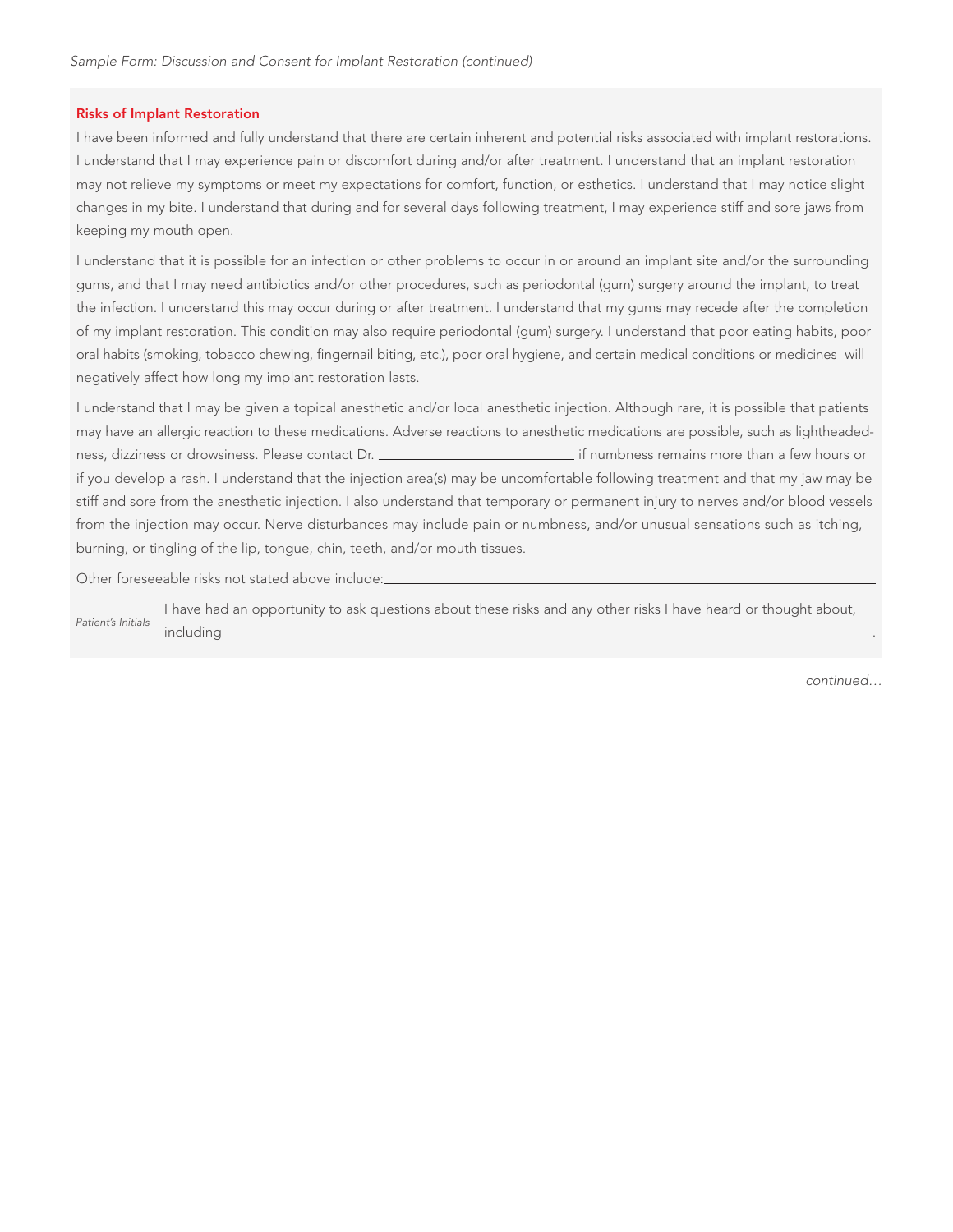## Risks of Implant Restoration

I have been informed and fully understand that there are certain inherent and potential risks associated with implant restorations. I understand that I may experience pain or discomfort during and/or after treatment. I understand that an implant restoration may not relieve my symptoms or meet my expectations for comfort, function, or esthetics. I understand that I may notice slight changes in my bite. I understand that during and for several days following treatment, I may experience stiff and sore jaws from keeping my mouth open.

I understand that it is possible for an infection or other problems to occur in or around an implant site and/or the surrounding gums, and that I may need antibiotics and/or other procedures, such as periodontal (gum) surgery around the implant, to treat the infection. I understand this may occur during or after treatment. I understand that my gums may recede after the completion of my implant restoration. This condition may also require periodontal (gum) surgery. I understand that poor eating habits, poor oral habits (smoking, tobacco chewing, fingernail biting, etc.), poor oral hygiene, and certain medical conditions or medicines will negatively affect how long my implant restoration lasts.

I understand that I may be given a topical anesthetic and/or local anesthetic injection. Although rare, it is possible that patients may have an allergic reaction to these medications. Adverse reactions to anesthetic medications are possible, such as lightheadedness, dizziness or drowsiness. Please contact Dr. ______________________ if numbness remains more than a few hours or if you develop a rash. I understand that the injection area(s) may be uncomfortable following treatment and that my jaw may be stiff and sore from the anesthetic injection. I also understand that temporary or permanent injury to nerves and/or blood vessels from the injection may occur. Nerve disturbances may include pain or numbness, and/or unusual sensations such as itching, burning, or tingling of the lip, tongue, chin, teeth, and/or mouth tissues.

Other foreseeable risks not stated above include: ______________________________________________

__________ I have had an opportunity to ask questions about these risks and any other risks I have heard or thought about,
*Patient's Initials* including ______________________________________________.

*continued…*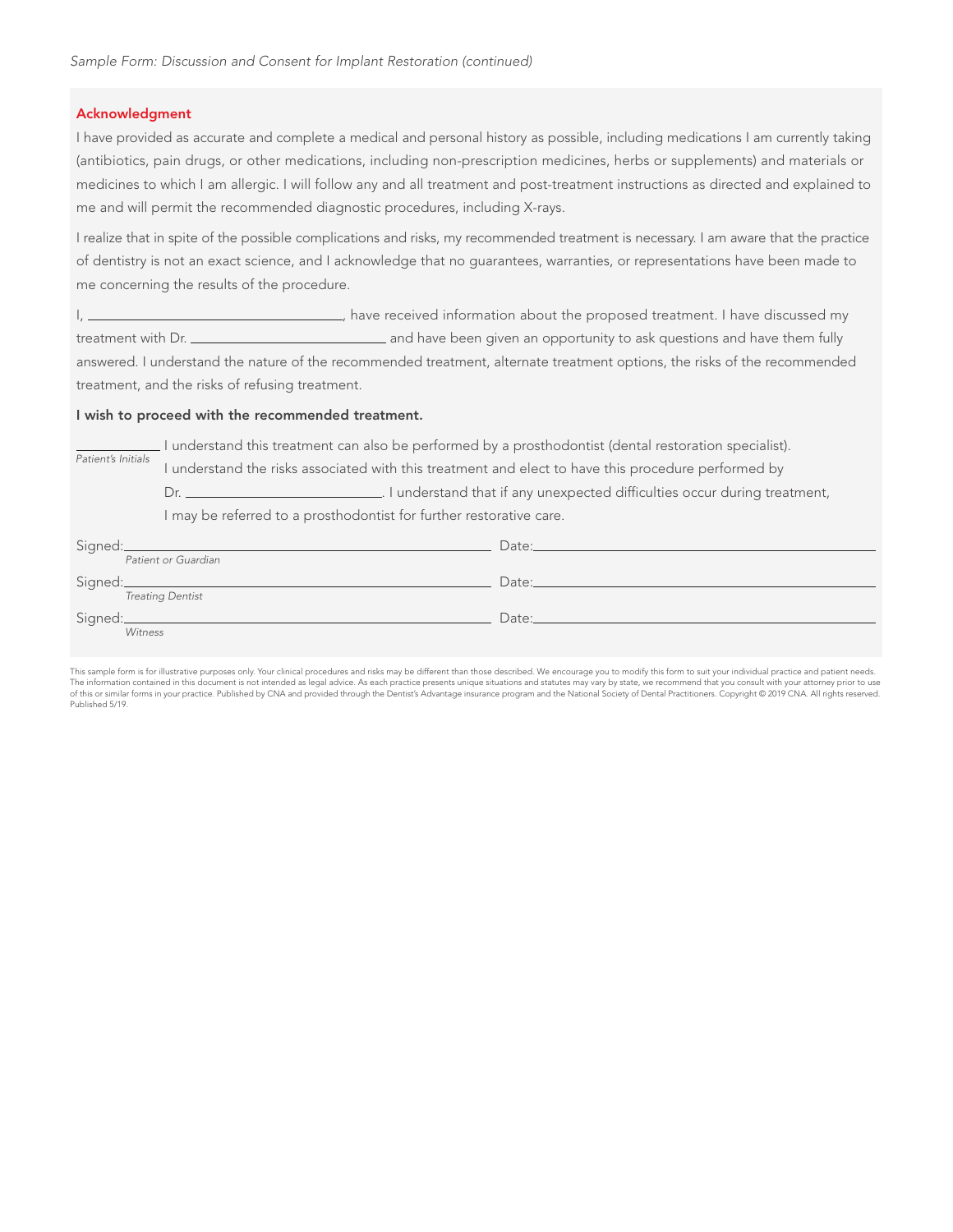## Acknowledgment

I have provided as accurate and complete a medical and personal history as possible, including medications I am currently taking (antibiotics, pain drugs, or other medications, including non-prescription medicines, herbs or supplements) and materials or medicines to which I am allergic. I will follow any and all treatment and post-treatment instructions as directed and explained to me and will permit the recommended diagnostic procedures, including X-rays.

I realize that in spite of the possible complications and risks, my recommended treatment is necessary. I am aware that the practice of dentistry is not an exact science, and I acknowledge that no guarantees, warranties, or representations have been made to me concerning the results of the procedure.

I, ______________________________, have received information about the proposed treatment. I have discussed my treatment with Dr. ______________________ and have been given an opportunity to ask questions and have them fully answered. I understand the nature of the recommended treatment, alternate treatment options, the risks of the recommended treatment, and the risks of refusing treatment.

**I wish to proceed with the recommended treatment.**

__________ I understand this treatment can also be performed by a prosthodontist (dental restoration specialist).
*Patient's Initials*
I understand the risks associated with this treatment and elect to have this procedure performed by Dr. ______________________. I understand that if any unexpected difficulties occur during treatment, I may be referred to a prosthodontist for further restorative care.

Signed: ______________________________ Date: ______________________________
*Patient or Guardian*

Signed: ______________________________ Date: ______________________________
*Treating Dentist*

Signed: ______________________________ Date: ______________________________
*Witness*

This sample form is for illustrative purposes only. Your clinical procedures and risks may be different than those described. We encourage you to modify this form to suit your individual practice and patient needs. The information contained in this document is not intended as legal advice. As each practice presents unique situations and statutes may vary by state, we recommend that you consult with your attorney prior to use of this or similar forms in your practice. Published by CNA and provided through the Dentist's Advantage insurance program and the National Society of Dental Practitioners. Copyright © 2019 CNA. All rights reserved. Published 5/19.